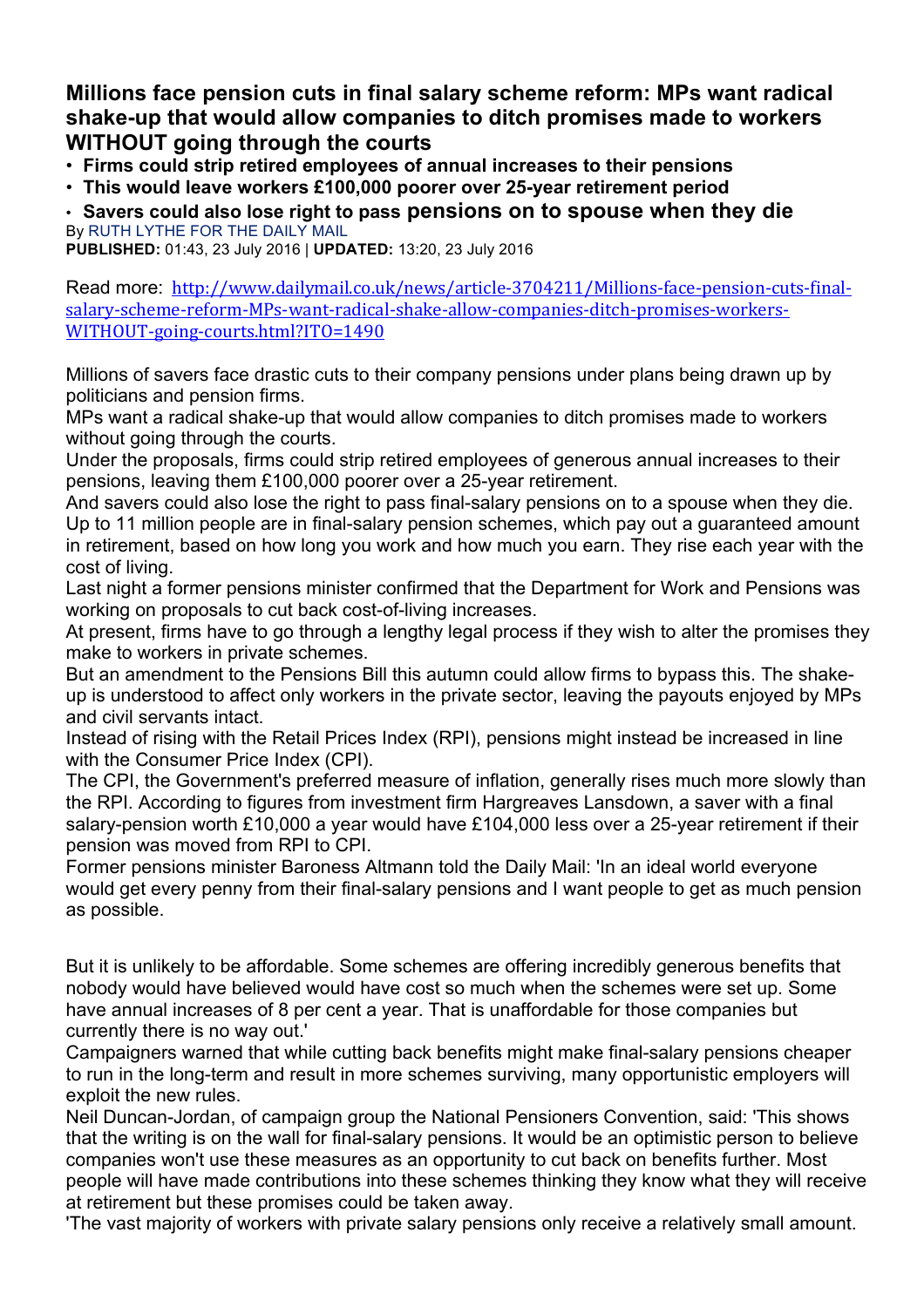# Millions face pension cuts in final salary scheme reform: MPs want radical shake-up that would allow companies to ditch promises made to workers WITHOUT going through the courts

- **Firms could strip retired employees of annual increases to their pensions**
- **This would leave workers £100,000 poorer over 25-year retirement period**
- **Savers could also lose right to pass pensions on to spouse when they die**

By RUTH LYTHE FOR THE DAILY MAIL

**PUBLISHED:** 01:43, 23 July 2016 | **UPDATED:** 13:20, 23 July 2016

Read more: http://www.dailymail.co.uk/news/article-3704211/Millions-face-pension-cuts-final-salary-scheme-reform-MPs-want-radical-shake-allow-companies-ditch-promises-workers-WITHOUT-going-courts.html?ITO=1490

Millions of savers face drastic cuts to their company pensions under plans being drawn up by politicians and pension firms.

MPs want a radical shake-up that would allow companies to ditch promises made to workers without going through the courts.

Under the proposals, firms could strip retired employees of generous annual increases to their pensions, leaving them £100,000 poorer over a 25-year retirement.

And savers could also lose the right to pass final-salary pensions on to a spouse when they die.

Up to 11 million people are in final-salary pension schemes, which pay out a guaranteed amount in retirement, based on how long you work and how much you earn. They rise each year with the cost of living.

Last night a former pensions minister confirmed that the Department for Work and Pensions was working on proposals to cut back cost-of-living increases.

At present, firms have to go through a lengthy legal process if they wish to alter the promises they make to workers in private schemes.

But an amendment to the Pensions Bill this autumn could allow firms to bypass this. The shake-up is understood to affect only workers in the private sector, leaving the payouts enjoyed by MPs and civil servants intact.

Instead of rising with the Retail Prices Index (RPI), pensions might instead be increased in line with the Consumer Price Index (CPI).

The CPI, the Government's preferred measure of inflation, generally rises much more slowly than the RPI. According to figures from investment firm Hargreaves Lansdown, a saver with a final salary-pension worth £10,000 a year would have £104,000 less over a 25-year retirement if their pension was moved from RPI to CPI.

Former pensions minister Baroness Altmann told the Daily Mail: 'In an ideal world everyone would get every penny from their final-salary pensions and I want people to get as much pension as possible.

But it is unlikely to be affordable. Some schemes are offering incredibly generous benefits that nobody would have believed would have cost so much when the schemes were set up. Some have annual increases of 8 per cent a year. That is unaffordable for those companies but currently there is no way out.'

Campaigners warned that while cutting back benefits might make final-salary pensions cheaper to run in the long-term and result in more schemes surviving, many opportunistic employers will exploit the new rules.

Neil Duncan-Jordan, of campaign group the National Pensioners Convention, said: 'This shows that the writing is on the wall for final-salary pensions. It would be an optimistic person to believe companies won't use these measures as an opportunity to cut back on benefits further. Most people will have made contributions into these schemes thinking they know what they will receive at retirement but these promises could be taken away.

'The vast majority of workers with private salary pensions only receive a relatively small amount.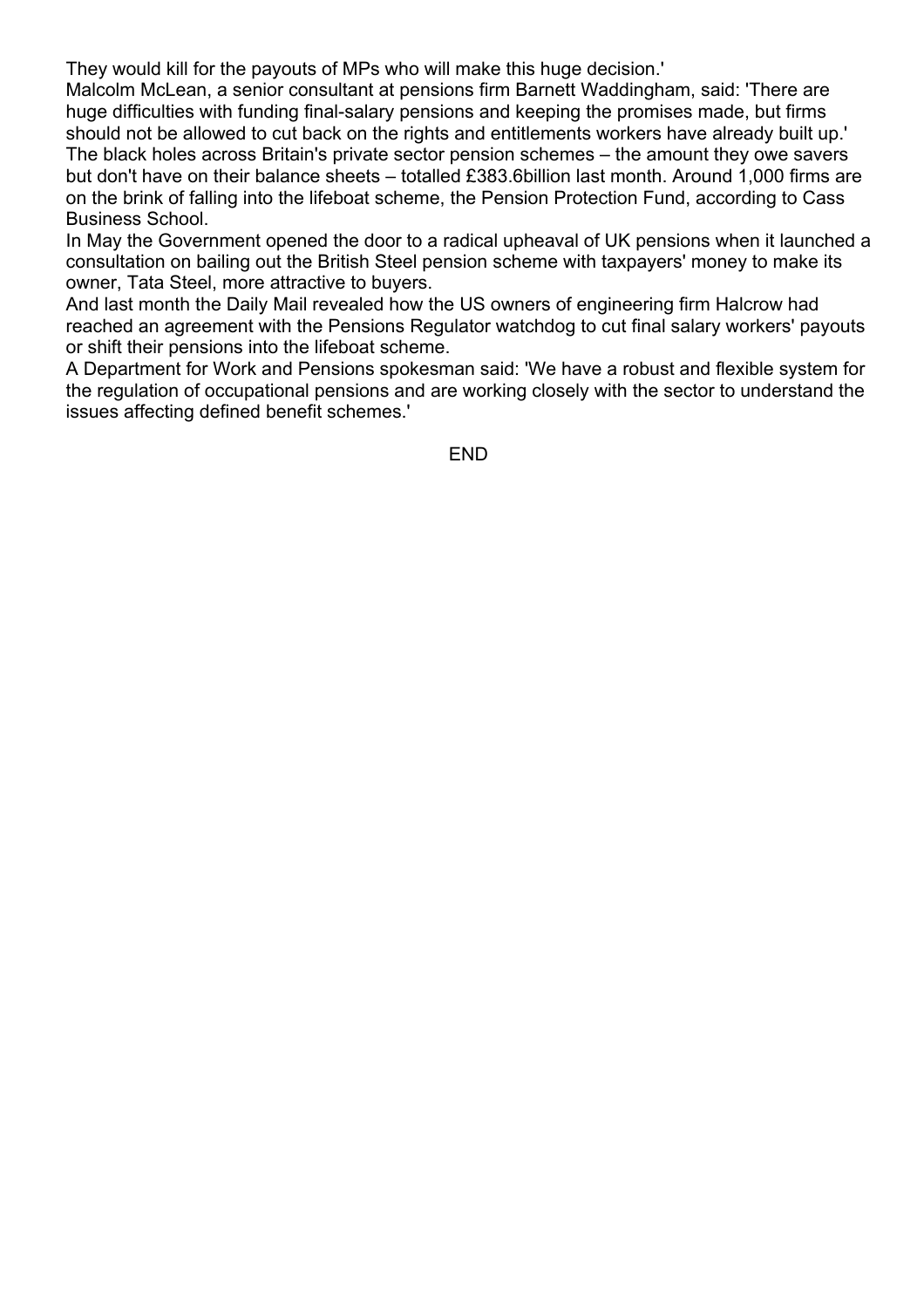They would kill for the payouts of MPs who will make this huge decision.'

Malcolm McLean, a senior consultant at pensions firm Barnett Waddingham, said: 'There are huge difficulties with funding final-salary pensions and keeping the promises made, but firms should not be allowed to cut back on the rights and entitlements workers have already built up.'

The black holes across Britain's private sector pension schemes – the amount they owe savers but don't have on their balance sheets – totalled £383.6billion last month. Around 1,000 firms are on the brink of falling into the lifeboat scheme, the Pension Protection Fund, according to Cass Business School.

In May the Government opened the door to a radical upheaval of UK pensions when it launched a consultation on bailing out the British Steel pension scheme with taxpayers' money to make its owner, Tata Steel, more attractive to buyers.

And last month the Daily Mail revealed how the US owners of engineering firm Halcrow had reached an agreement with the Pensions Regulator watchdog to cut final salary workers' payouts or shift their pensions into the lifeboat scheme.

A Department for Work and Pensions spokesman said: 'We have a robust and flexible system for the regulation of occupational pensions and are working closely with the sector to understand the issues affecting defined benefit schemes.'

END